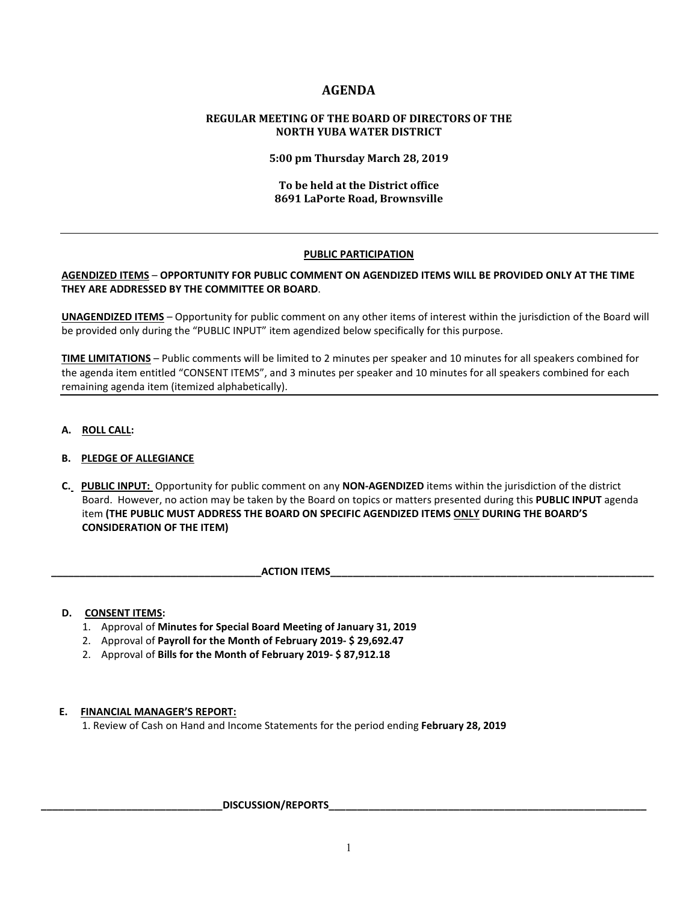# AGENDA

### REGULAR MEETING OF THE BOARD OF DIRECTORS OF THE NORTH YUBA WATER DISTRICT

**5:00 pm Thursday March 28, 2019**

**To be held at the District office**
**8691 LaPorte Road, Brownsville**

---

## PUBLIC PARTICIPATION

**AGENDIZED ITEMS – OPPORTUNITY FOR PUBLIC COMMENT ON AGENDIZED ITEMS WILL BE PROVIDED ONLY AT THE TIME THEY ARE ADDRESSED BY THE COMMITTEE OR BOARD**.

**UNAGENDIZED ITEMS** – Opportunity for public comment on any other items of interest within the jurisdiction of the Board will be provided only during the "PUBLIC INPUT" item agendized below specifically for this purpose.

**TIME LIMITATIONS** – Public comments will be limited to 2 minutes per speaker and 10 minutes for all speakers combined for the agenda item entitled "CONSENT ITEMS", and 3 minutes per speaker and 10 minutes for all speakers combined for each remaining agenda item (itemized alphabetically).

---

**A. ROLL CALL:**

**B. PLEDGE OF ALLEGIANCE**

**C. PUBLIC INPUT:** Opportunity for public comment on any **NON-AGENDIZED** items within the jurisdiction of the district Board. However, no action may be taken by the Board on topics or matters presented during this **PUBLIC INPUT** agenda item **(THE PUBLIC MUST ADDRESS THE BOARD ON SPECIFIC AGENDIZED ITEMS ONLY DURING THE BOARD'S CONSIDERATION OF THE ITEM)**

## ACTION ITEMS

**D. CONSENT ITEMS:**

1. Approval of **Minutes for Special Board Meeting of January 31, 2019**
2. Approval of **Payroll for the Month of February 2019- $ 29,692.47**
2. Approval of **Bills for the Month of February 2019- $ 87,912.18**

**E. FINANCIAL MANAGER'S REPORT:**

1. Review of Cash on Hand and Income Statements for the period ending **February 28, 2019**

## DISCUSSION/REPORTS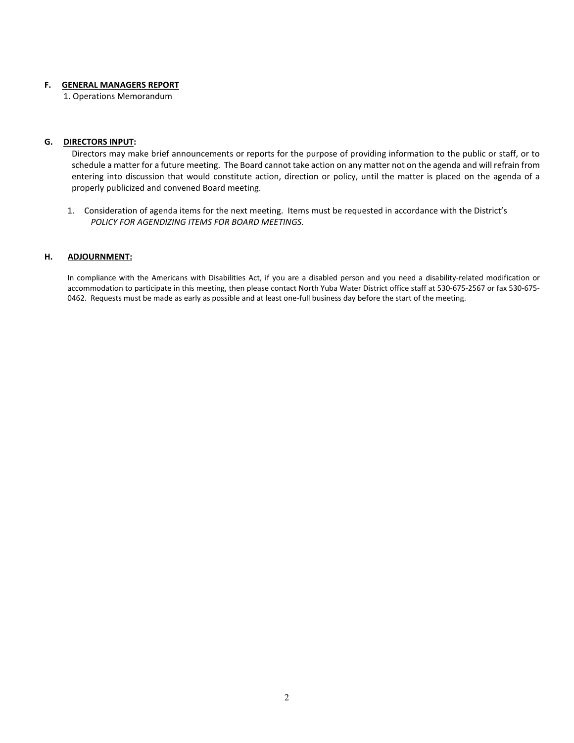**F. GENERAL MANAGERS REPORT**

1. Operations Memorandum

**G. DIRECTORS INPUT:**

Directors may make brief announcements or reports for the purpose of providing information to the public or staff, or to schedule a matter for a future meeting. The Board cannot take action on any matter not on the agenda and will refrain from entering into discussion that would constitute action, direction or policy, until the matter is placed on the agenda of a properly publicized and convened Board meeting.

1. Consideration of agenda items for the next meeting. Items must be requested in accordance with the District's *POLICY FOR AGENDIZING ITEMS FOR BOARD MEETINGS.*

**H. ADJOURNMENT:**

In compliance with the Americans with Disabilities Act, if you are a disabled person and you need a disability-related modification or accommodation to participate in this meeting, then please contact North Yuba Water District office staff at 530-675-2567 or fax 530-675-0462. Requests must be made as early as possible and at least one-full business day before the start of the meeting.